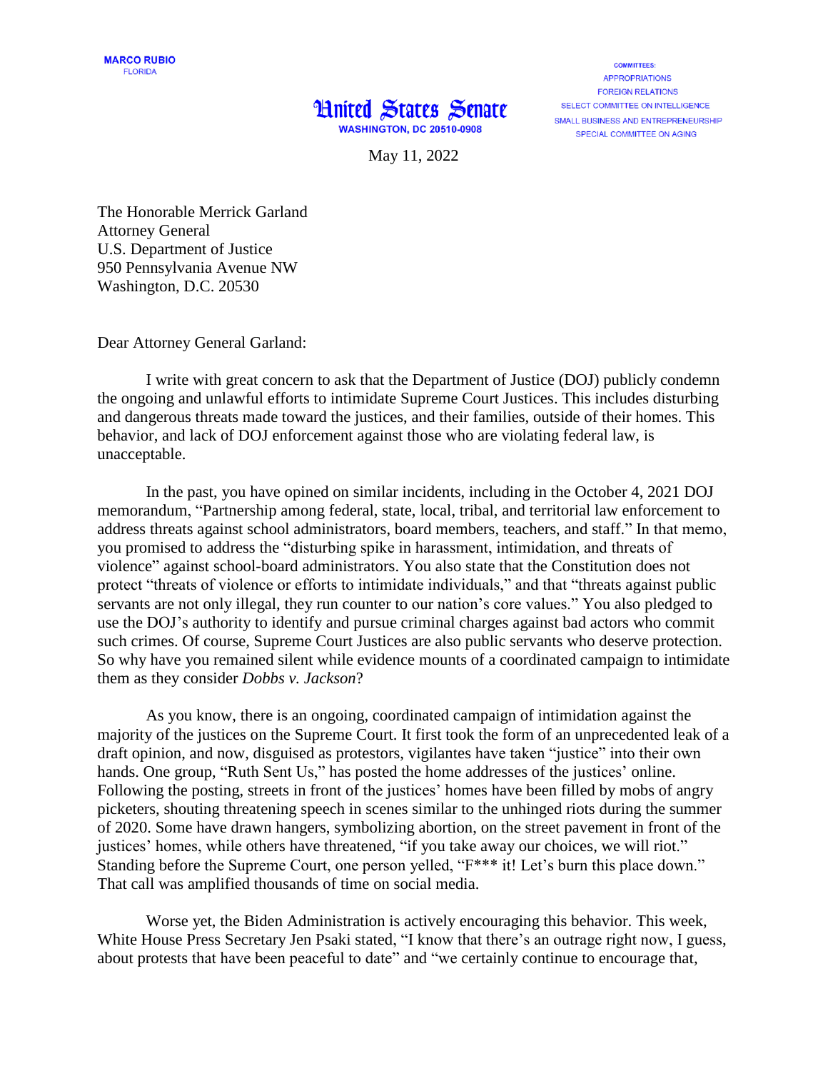**MARCO RUBIO**
FLORIDA

# United States Senate

**WASHINGTON, DC 20510-0908**

COMMITTEES:
APPROPRIATIONS
FOREIGN RELATIONS
SELECT COMMITTEE ON INTELLIGENCE
SMALL BUSINESS AND ENTREPRENEURSHIP
SPECIAL COMMITTEE ON AGING

May 11, 2022

The Honorable Merrick Garland
Attorney General
U.S. Department of Justice
950 Pennsylvania Avenue NW
Washington, D.C. 20530

Dear Attorney General Garland:

I write with great concern to ask that the Department of Justice (DOJ) publicly condemn the ongoing and unlawful efforts to intimidate Supreme Court Justices. This includes disturbing and dangerous threats made toward the justices, and their families, outside of their homes. This behavior, and lack of DOJ enforcement against those who are violating federal law, is unacceptable.

In the past, you have opined on similar incidents, including in the October 4, 2021 DOJ memorandum, "Partnership among federal, state, local, tribal, and territorial law enforcement to address threats against school administrators, board members, teachers, and staff." In that memo, you promised to address the "disturbing spike in harassment, intimidation, and threats of violence" against school-board administrators. You also state that the Constitution does not protect "threats of violence or efforts to intimidate individuals," and that "threats against public servants are not only illegal, they run counter to our nation's core values." You also pledged to use the DOJ's authority to identify and pursue criminal charges against bad actors who commit such crimes. Of course, Supreme Court Justices are also public servants who deserve protection. So why have you remained silent while evidence mounts of a coordinated campaign to intimidate them as they consider *Dobbs v. Jackson*?

As you know, there is an ongoing, coordinated campaign of intimidation against the majority of the justices on the Supreme Court. It first took the form of an unprecedented leak of a draft opinion, and now, disguised as protestors, vigilantes have taken "justice" into their own hands. One group, "Ruth Sent Us," has posted the home addresses of the justices' online. Following the posting, streets in front of the justices' homes have been filled by mobs of angry picketers, shouting threatening speech in scenes similar to the unhinged riots during the summer of 2020. Some have drawn hangers, symbolizing abortion, on the street pavement in front of the justices' homes, while others have threatened, "if you take away our choices, we will riot." Standing before the Supreme Court, one person yelled, "F*** it! Let's burn this place down." That call was amplified thousands of time on social media.

Worse yet, the Biden Administration is actively encouraging this behavior. This week, White House Press Secretary Jen Psaki stated, "I know that there's an outrage right now, I guess, about protests that have been peaceful to date" and "we certainly continue to encourage that,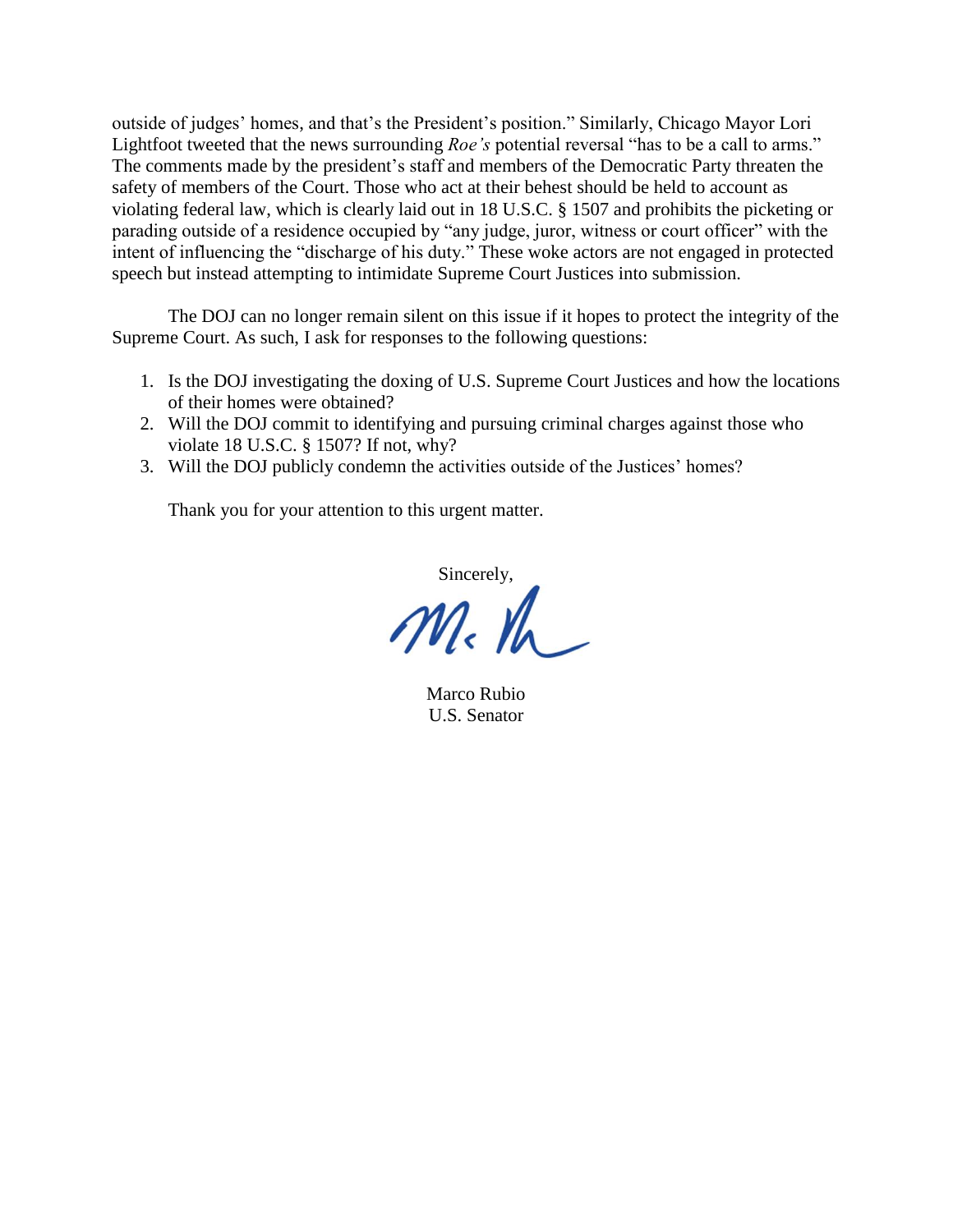outside of judges' homes, and that's the President's position." Similarly, Chicago Mayor Lori Lightfoot tweeted that the news surrounding *Roe's* potential reversal "has to be a call to arms." The comments made by the president's staff and members of the Democratic Party threaten the safety of members of the Court. Those who act at their behest should be held to account as violating federal law, which is clearly laid out in 18 U.S.C. § 1507 and prohibits the picketing or parading outside of a residence occupied by "any judge, juror, witness or court officer" with the intent of influencing the "discharge of his duty." These woke actors are not engaged in protected speech but instead attempting to intimidate Supreme Court Justices into submission.

The DOJ can no longer remain silent on this issue if it hopes to protect the integrity of the Supreme Court. As such, I ask for responses to the following questions:

1. Is the DOJ investigating the doxing of U.S. Supreme Court Justices and how the locations of their homes were obtained?
2. Will the DOJ commit to identifying and pursuing criminal charges against those who violate 18 U.S.C. § 1507? If not, why?
3. Will the DOJ publicly condemn the activities outside of the Justices' homes?

Thank you for your attention to this urgent matter.

Sincerely,

Marco Rubio
U.S. Senator